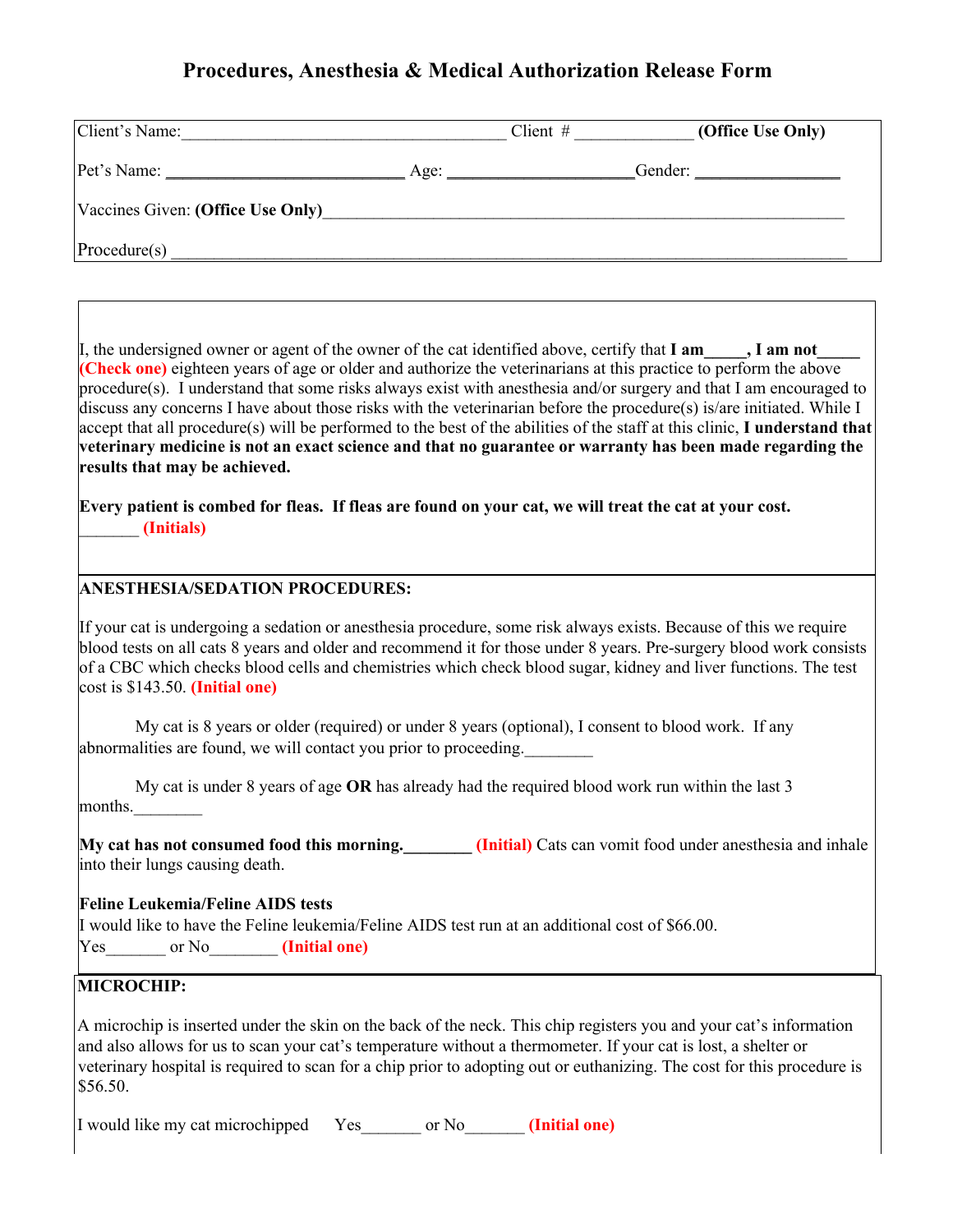# Procedures, Anesthesia & Medical Authorization Release Form

Client's Name:______________________________________ Client # _____________ **(Office Use Only)**

Pet's Name: ___________________________ Age: _____________________Gender: ________________

Vaccines Given: **(Office Use Only)**_____________________________________________________________

Procedure(s) __________________________________________________________________________

I, the undersigned owner or agent of the owner of the cat identified above, certify that **I am_____, I am not_____** **(Check one)** eighteen years of age or older and authorize the veterinarians at this practice to perform the above procedure(s). I understand that some risks always exist with anesthesia and/or surgery and that I am encouraged to discuss any concerns I have about those risks with the veterinarian before the procedure(s) is/are initiated. While I accept that all procedure(s) will be performed to the best of the abilities of the staff at this clinic, **I understand that veterinary medicine is not an exact science and that no guarantee or warranty has been made regarding the results that may be achieved.**

**Every patient is combed for fleas. If fleas are found on your cat, we will treat the cat at your cost.** _______ **(Initials)**

**ANESTHESIA/SEDATION PROCEDURES:**

If your cat is undergoing a sedation or anesthesia procedure, some risk always exists. Because of this we require blood tests on all cats 8 years and older and recommend it for those under 8 years. Pre-surgery blood work consists of a CBC which checks blood cells and chemistries which check blood sugar, kidney and liver functions. The test cost is $143.50. **(Initial one)**

My cat is 8 years or older (required) or under 8 years (optional), I consent to blood work. If any abnormalities are found, we will contact you prior to proceeding.________

My cat is under 8 years of age **OR** has already had the required blood work run within the last 3 months.________

**My cat has not consumed food this morning.________** **(Initial)** Cats can vomit food under anesthesia and inhale into their lungs causing death.

**Feline Leukemia/Feline AIDS tests**

I would like to have the Feline leukemia/Feline AIDS test run at an additional cost of $66.00.
Yes_______ or No________ **(Initial one)**

**MICROCHIP:**

A microchip is inserted under the skin on the back of the neck. This chip registers you and your cat's information and also allows for us to scan your cat's temperature without a thermometer. If your cat is lost, a shelter or veterinary hospital is required to scan for a chip prior to adopting out or euthanizing. The cost for this procedure is $56.50.

I would like my cat microchipped Yes_______ or No_______ **(Initial one)**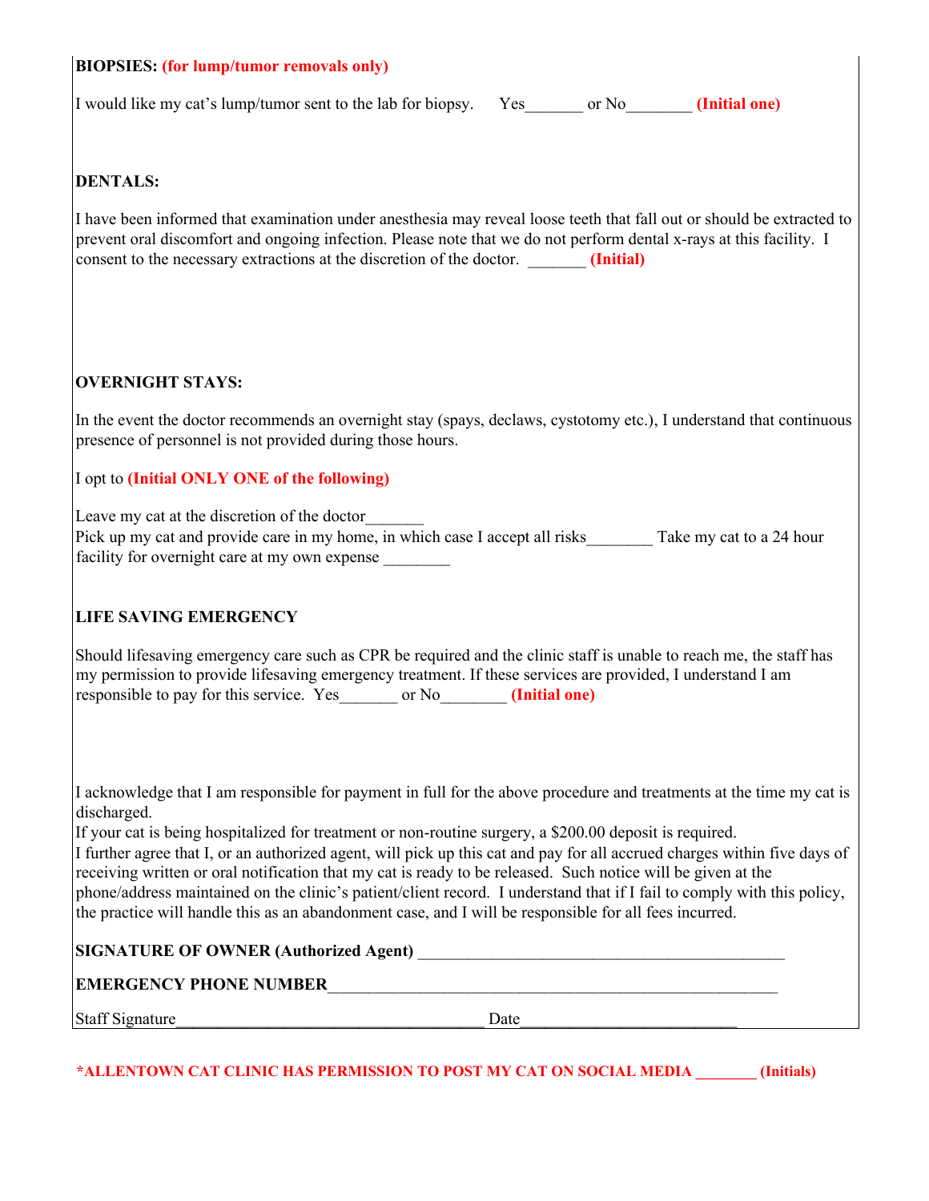**BIOPSIES:** **(for lump/tumor removals only)**

I would like my cat's lump/tumor sent to the lab for biopsy. Yes_______ or No________ **(Initial one)**

**DENTALS:**

I have been informed that examination under anesthesia may reveal loose teeth that fall out or should be extracted to prevent oral discomfort and ongoing infection. Please note that we do not perform dental x-rays at this facility. I consent to the necessary extractions at the discretion of the doctor. _______ **(Initial)**

**OVERNIGHT STAYS:**

In the event the doctor recommends an overnight stay (spays, declaws, cystotomy etc.), I understand that continuous presence of personnel is not provided during those hours.

I opt to **(Initial ONLY ONE of the following)**

Leave my cat at the discretion of the doctor_______
Pick up my cat and provide care in my home, in which case I accept all risks________ Take my cat to a 24 hour facility for overnight care at my own expense ________

**LIFE SAVING EMERGENCY**

Should lifesaving emergency care such as CPR be required and the clinic staff is unable to reach me, the staff has my permission to provide lifesaving emergency treatment. If these services are provided, I understand I am responsible to pay for this service. Yes_______ or No________ **(Initial one)**

I acknowledge that I am responsible for payment in full for the above procedure and treatments at the time my cat is discharged.
If your cat is being hospitalized for treatment or non-routine surgery, a $200.00 deposit is required.
I further agree that I, or an authorized agent, will pick up this cat and pay for all accrued charges within five days of receiving written or oral notification that my cat is ready to be released. Such notice will be given at the phone/address maintained on the clinic's patient/client record. I understand that if I fail to comply with this policy, the practice will handle this as an abandonment case, and I will be responsible for all fees incurred.

**SIGNATURE OF OWNER (Authorized Agent)** ______________________________________________

**EMERGENCY PHONE NUMBER**________________________________________________________

Staff Signature_____________________________________ Date_________________________

**\*ALLENTOWN CAT CLINIC HAS PERMISSION TO POST MY CAT ON SOCIAL MEDIA ________ (Initials)**